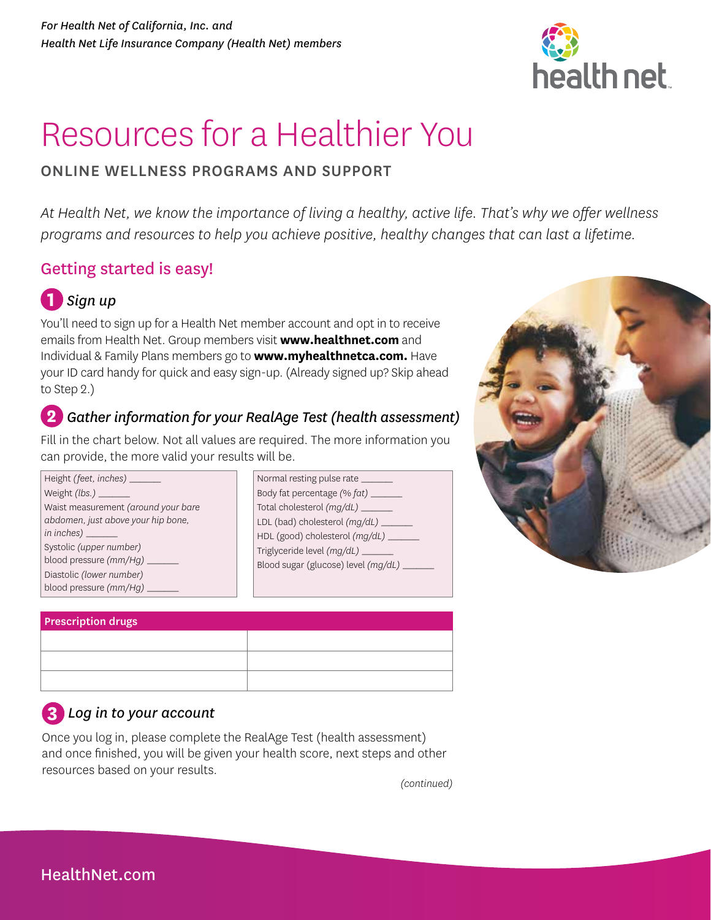*For Health Net of California, Inc. and Health Net Life Insurance Company (Health Net) members*

# Resources for a Healthier You

## ONLINE WELLNESS PROGRAMS AND SUPPORT

*At Health Net, we know the importance of living a healthy, active life. That's why we offer wellness programs and resources to help you achieve positive, healthy changes that can last a lifetime.*

## Getting started is easy!

### 1 *Sign up*

You'll need to sign up for a Health Net member account and opt in to receive emails from Health Net. Group members visit **www.healthnet.com** and Individual & Family Plans members go to **www.myhealthnetca.com.** Have your ID card handy for quick and easy sign-up. (Already signed up? Skip ahead to Step 2.)

### 2 *Gather information for your RealAge Test (health assessment)*

Fill in the chart below. Not all values are required. The more information you can provide, the more valid your results will be.

Height *(feet, inches)* ______
Weight *(lbs.)* ______
Waist measurement *(around your bare abdomen, just above your hip bone, in inches)* ______
Systolic *(upper number)* blood pressure *(mm/Hg)* ______
Diastolic *(lower number)* blood pressure *(mm/Hg)* ______

Normal resting pulse rate ______
Body fat percentage *(% fat)* ______
Total cholesterol *(mg/dL)* ______
LDL (bad) cholesterol *(mg/dL)* ______
HDL (good) cholesterol *(mg/dL)* ______
Triglyceride level *(mg/dL)* ______
Blood sugar (glucose) level *(mg/dL)* ______

| Prescription drugs | |
|---|---|
| | |
| | |
| | |

### 3 *Log in to your account*

Once you log in, please complete the RealAge Test (health assessment) and once finished, you will be given your health score, next steps and other resources based on your results.

*(continued)*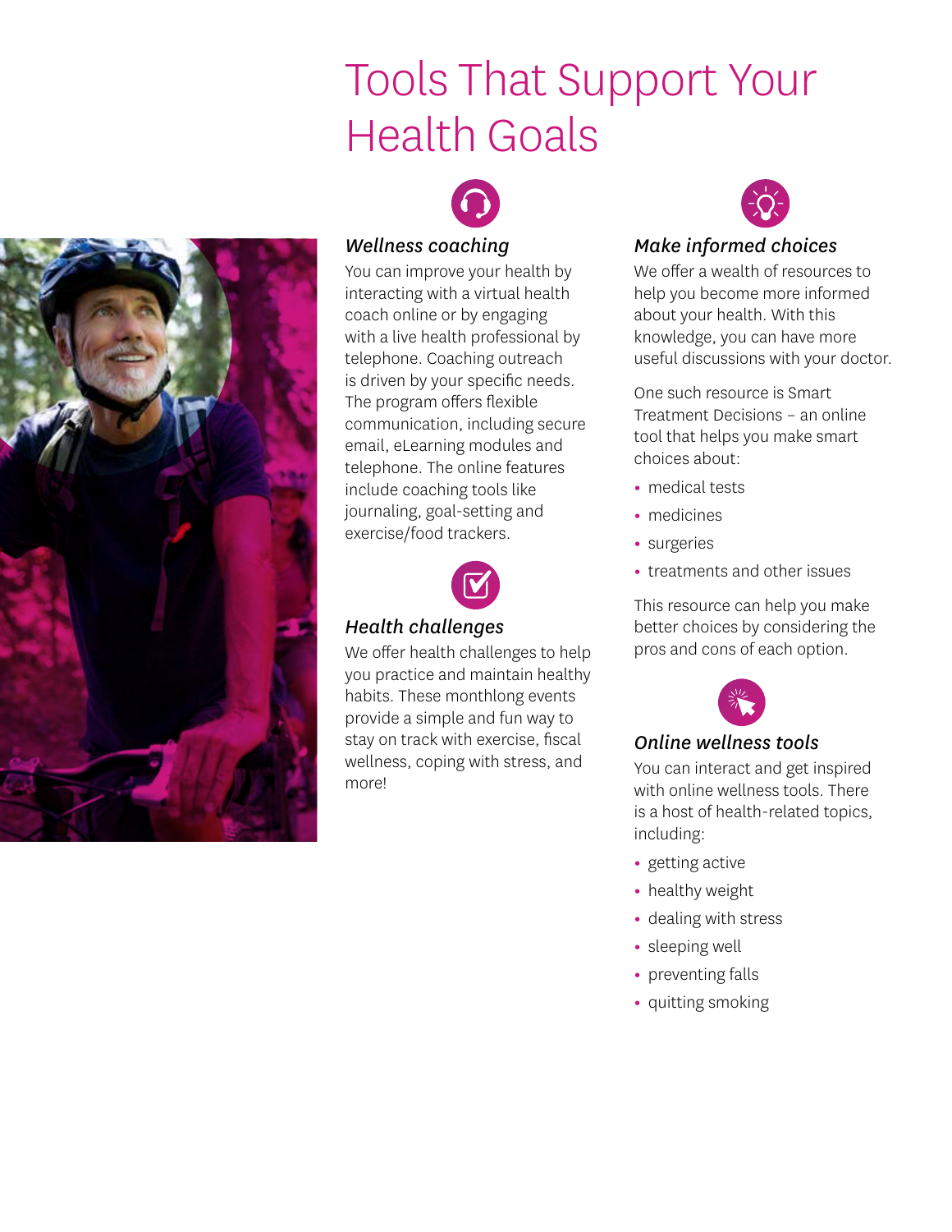# Tools That Support Your Health Goals

### *Wellness coaching*

You can improve your health by interacting with a virtual health coach online or by engaging with a live health professional by telephone. Coaching outreach is driven by your specific needs. The program offers flexible communication, including secure email, eLearning modules and telephone. The online features include coaching tools like journaling, goal-setting and exercise/food trackers.

### *Health challenges*

We offer health challenges to help you practice and maintain healthy habits. These monthlong events provide a simple and fun way to stay on track with exercise, fiscal wellness, coping with stress, and more!

### *Make informed choices*

We offer a wealth of resources to help you become more informed about your health. With this knowledge, you can have more useful discussions with your doctor.

One such resource is Smart Treatment Decisions – an online tool that helps you make smart choices about:

- medical tests
- medicines
- surgeries
- treatments and other issues

This resource can help you make better choices by considering the pros and cons of each option.

### *Online wellness tools*

You can interact and get inspired with online wellness tools. There is a host of health-related topics, including:

- getting active
- healthy weight
- dealing with stress
- sleeping well
- preventing falls
- quitting smoking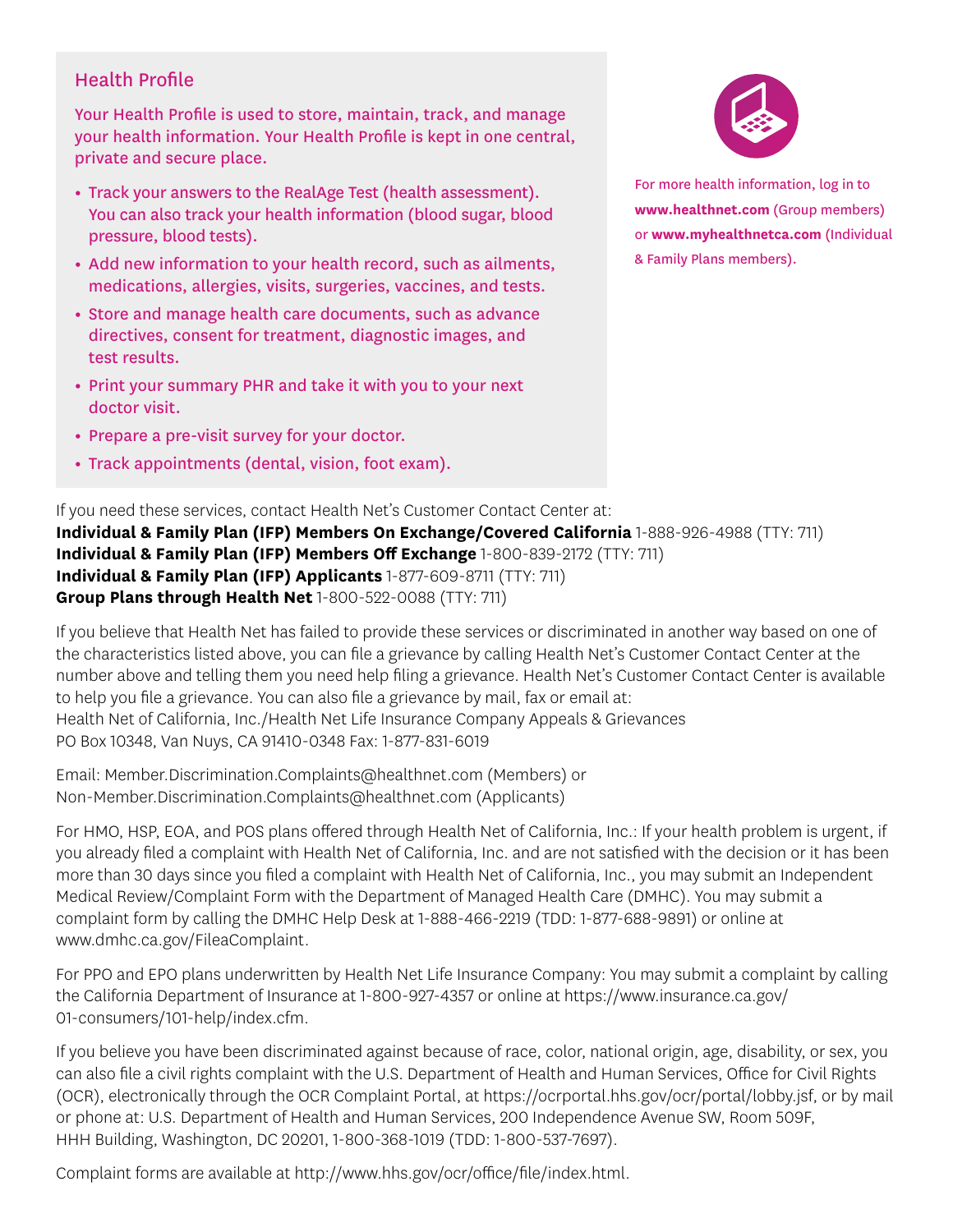## Health Profile

Your Health Profile is used to store, maintain, track, and manage your health information. Your Health Profile is kept in one central, private and secure place.

- Track your answers to the RealAge Test (health assessment). You can also track your health information (blood sugar, blood pressure, blood tests).
- Add new information to your health record, such as ailments, medications, allergies, visits, surgeries, vaccines, and tests.
- Store and manage health care documents, such as advance directives, consent for treatment, diagnostic images, and test results.
- Print your summary PHR and take it with you to your next doctor visit.
- Prepare a pre-visit survey for your doctor.
- Track appointments (dental, vision, foot exam).

For more health information, log in to **www.healthnet.com** (Group members) or **www.myhealthnetca.com** (Individual & Family Plans members).

If you need these services, contact Health Net's Customer Contact Center at:
**Individual & Family Plan (IFP) Members On Exchange/Covered California** 1-888-926-4988 (TTY: 711)
**Individual & Family Plan (IFP) Members Off Exchange** 1-800-839-2172 (TTY: 711)
**Individual & Family Plan (IFP) Applicants** 1-877-609-8711 (TTY: 711)
**Group Plans through Health Net** 1-800-522-0088 (TTY: 711)

If you believe that Health Net has failed to provide these services or discriminated in another way based on one of the characteristics listed above, you can file a grievance by calling Health Net's Customer Contact Center at the number above and telling them you need help filing a grievance. Health Net's Customer Contact Center is available to help you file a grievance. You can also file a grievance by mail, fax or email at:
Health Net of California, Inc./Health Net Life Insurance Company Appeals & Grievances
PO Box 10348, Van Nuys, CA 91410-0348 Fax: 1-877-831-6019

Email: Member.Discrimination.Complaints@healthnet.com (Members) or
Non-Member.Discrimination.Complaints@healthnet.com (Applicants)

For HMO, HSP, EOA, and POS plans offered through Health Net of California, Inc.: If your health problem is urgent, if you already filed a complaint with Health Net of California, Inc. and are not satisfied with the decision or it has been more than 30 days since you filed a complaint with Health Net of California, Inc., you may submit an Independent Medical Review/Complaint Form with the Department of Managed Health Care (DMHC). You may submit a complaint form by calling the DMHC Help Desk at 1-888-466-2219 (TDD: 1-877-688-9891) or online at www.dmhc.ca.gov/FileaComplaint.

For PPO and EPO plans underwritten by Health Net Life Insurance Company: You may submit a complaint by calling the California Department of Insurance at 1-800-927-4357 or online at https://www.insurance.ca.gov/01-consumers/101-help/index.cfm.

If you believe you have been discriminated against because of race, color, national origin, age, disability, or sex, you can also file a civil rights complaint with the U.S. Department of Health and Human Services, Office for Civil Rights (OCR), electronically through the OCR Complaint Portal, at https://ocrportal.hhs.gov/ocr/portal/lobby.jsf, or by mail or phone at: U.S. Department of Health and Human Services, 200 Independence Avenue SW, Room 509F, HHH Building, Washington, DC 20201, 1-800-368-1019 (TDD: 1-800-537-7697).

Complaint forms are available at http://www.hhs.gov/ocr/office/file/index.html.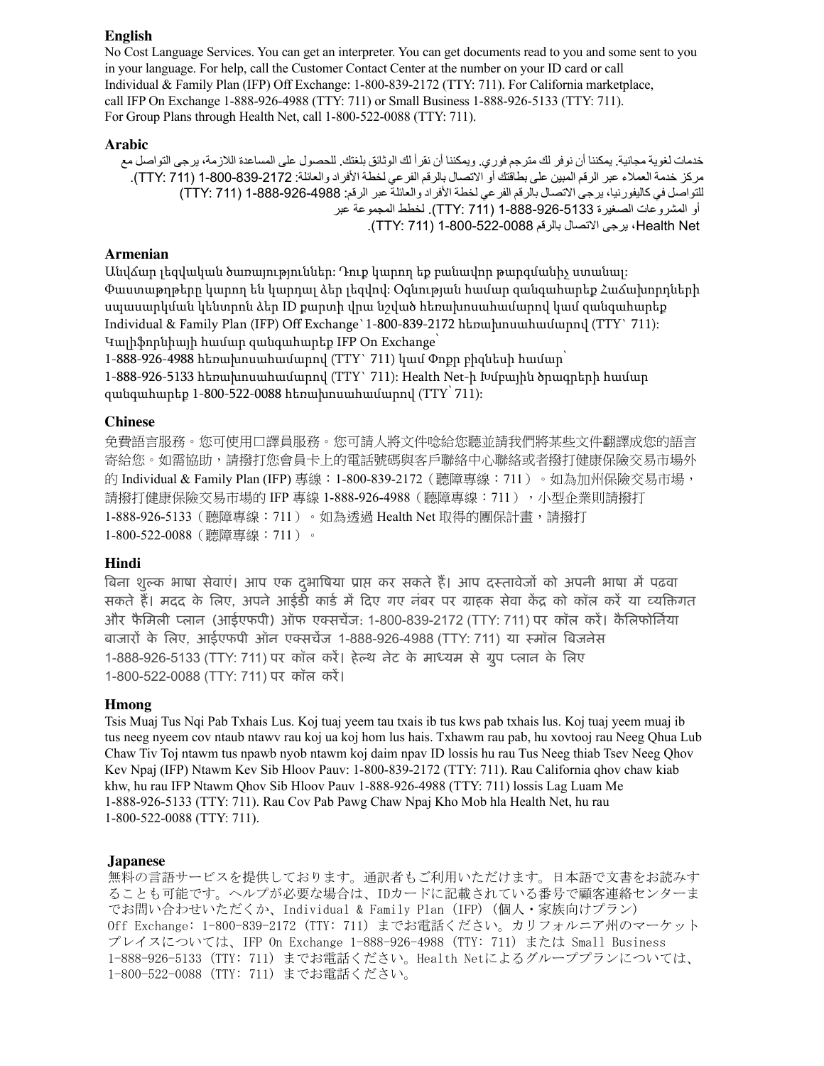**English**

No Cost Language Services. You can get an interpreter. You can get documents read to you and some sent to you in your language. For help, call the Customer Contact Center at the number on your ID card or call Individual & Family Plan (IFP) Off Exchange: 1-800-839-2172 (TTY: 711). For California marketplace, call IFP On Exchange 1-888-926-4988 (TTY: 711) or Small Business 1-888-926-5133 (TTY: 711). For Group Plans through Health Net, call 1-800-522-0088 (TTY: 711).

**Arabic**

خدمات لغوية مجانية. يمكننا أن نوفر لك مترجم فوري. ويمكننا أن نقرأ لك الوثائق بلغتك. للحصول على المساعدة اللازمة، يرجى التواصل مع مركز خدمة العملاء عبر الرقم المبين على بطاقتك أو الاتصال بالرقم الفرعي لخطة الأفراد والعائلة: 1-800-839-2172 (TTY: 711). للتواصل في كاليفورنيا، يرجى الاتصال بالرقم الفرعي لخطة الأفراد والعائلة عبر الرقم: 1-888-926-4988 (TTY: 711) أو المشروعات الصغيرة 1-888-926-5133 (TTY: 711). لخطط المجموعة عبر Health Net، يرجى الاتصال بالرقم 1-800-522-0088 (TTY: 711).

**Armenian**

Անվճար լեզվական ծառայություններ: Դուք կարող եք բանավոր թարգմանիչ ստանալ: Փաստաթղթերը կարող են կարդալ ձեր լեզվով: Օգնության համար զանգահարեք Հաճախորդների սպասարկման կենտրոն ձեր ID քարտի վրա նշված հեռախոսահամարով կամ զանգահարեք Individual & Family Plan (IFP) Off Exchange՝ 1-800-839-2172 հեռախոսահամարով (TTY՝ 711): Կալիֆորնիայի համար զանգահարեք IFP On Exchange՝ 1-888-926-4988 հեռախոսահամարով (TTY՝ 711) կամ Փոքր բիզնեսի համար՝ 1-888-926-5133 հեռախոսահամարով (TTY՝ 711): Health Net-ի Խմբային ծրագրերի համար զանգահարեք 1-800-522-0088 հեռախոսահամարով (TTY՝ 711):

**Chinese**

免費語言服務。您可使用口譯員服務。您可請人將文件唸給您聽並請我們將某些文件翻譯成您的語言寄給您。如需協助，請撥打您會員卡上的電話號碼與客戶聯絡中心聯絡或者撥打健康保險交易市場外的 Individual & Family Plan (IFP) 專線：1-800-839-2172（聽障專線：711）。如為加州保險交易市場，請撥打健康保險交易市場的 IFP 專線 1-888-926-4988（聽障專線：711），小型企業則請撥打 1-888-926-5133（聽障專線：711）。如為透過 Health Net 取得的團保計畫，請撥打 1-800-522-0088（聽障專線：711）。

**Hindi**

बिना शुल्क भाषा सेवाएं। आप एक दुभाषिया प्राप्त कर सकते हैं। आप दस्तावेजों को अपनी भाषा में पढ़वा सकते हैं। मदद के लिए, अपने आईडी कार्ड में दिए गए नंबर पर ग्राहक सेवा केंद्र को कॉल करें या व्यक्तिगत और फैमिली प्लान (आईएफपी) ऑफ एक्सचेंज: 1-800-839-2172 (TTY: 711) पर कॉल करें। कैलिफोर्निया बाजारों के लिए, आईएफपी ऑन एक्सचेंज 1-888-926-4988 (TTY: 711) या स्मॉल बिजनेस 1-888-926-5133 (TTY: 711) पर कॉल करें। हेल्थ नेट के माध्यम से ग्रुप प्लान के लिए 1-800-522-0088 (TTY: 711) पर कॉल करें।

**Hmong**

Tsis Muaj Tus Nqi Pab Txhais Lus. Koj tuaj yeem tau txais ib tus kws pab txhais lus. Koj tuaj yeem muaj ib tus neeg nyeem cov ntaub ntawv rau koj ua koj hom lus hais. Txhawm rau pab, hu xovtooj rau Neeg Qhua Lub Chaw Tiv Toj ntawm tus npawb nyob ntawm koj daim npav ID lossis hu rau Tus Neeg thiab Tsev Neeg Qhov Kev Npaj (IFP) Ntawm Kev Sib Hloov Pauv: 1-800-839-2172 (TTY: 711). Rau California qhov chaw kiab khw, hu rau IFP Ntawm Qhov Sib Hloov Pauv 1-888-926-4988 (TTY: 711) lossis Lag Luam Me 1-888-926-5133 (TTY: 711). Rau Cov Pab Pawg Chaw Npaj Kho Mob hla Health Net, hu rau 1-800-522-0088 (TTY: 711).

**Japanese**

無料の言語サービスを提供しております。通訳者もご利用いただけます。日本語で文書をお読みすることも可能です。ヘルプが必要な場合は、IDカードに記載されている番号で顧客連絡センターまでお問い合わせいただくか、Individual & Family Plan (IFP)（個人・家族向けプラン）Off Exchange: 1-800-839-2172 (TTY: 711) までお電話ください。カリフォルニア州のマーケットプレイスについては、IFP On Exchange 1-888-926-4988 (TTY: 711) または Small Business 1-888-926-5133 (TTY: 711) までお電話ください。Health Netによるグループプランについては、1-800-522-0088 (TTY: 711) までお電話ください。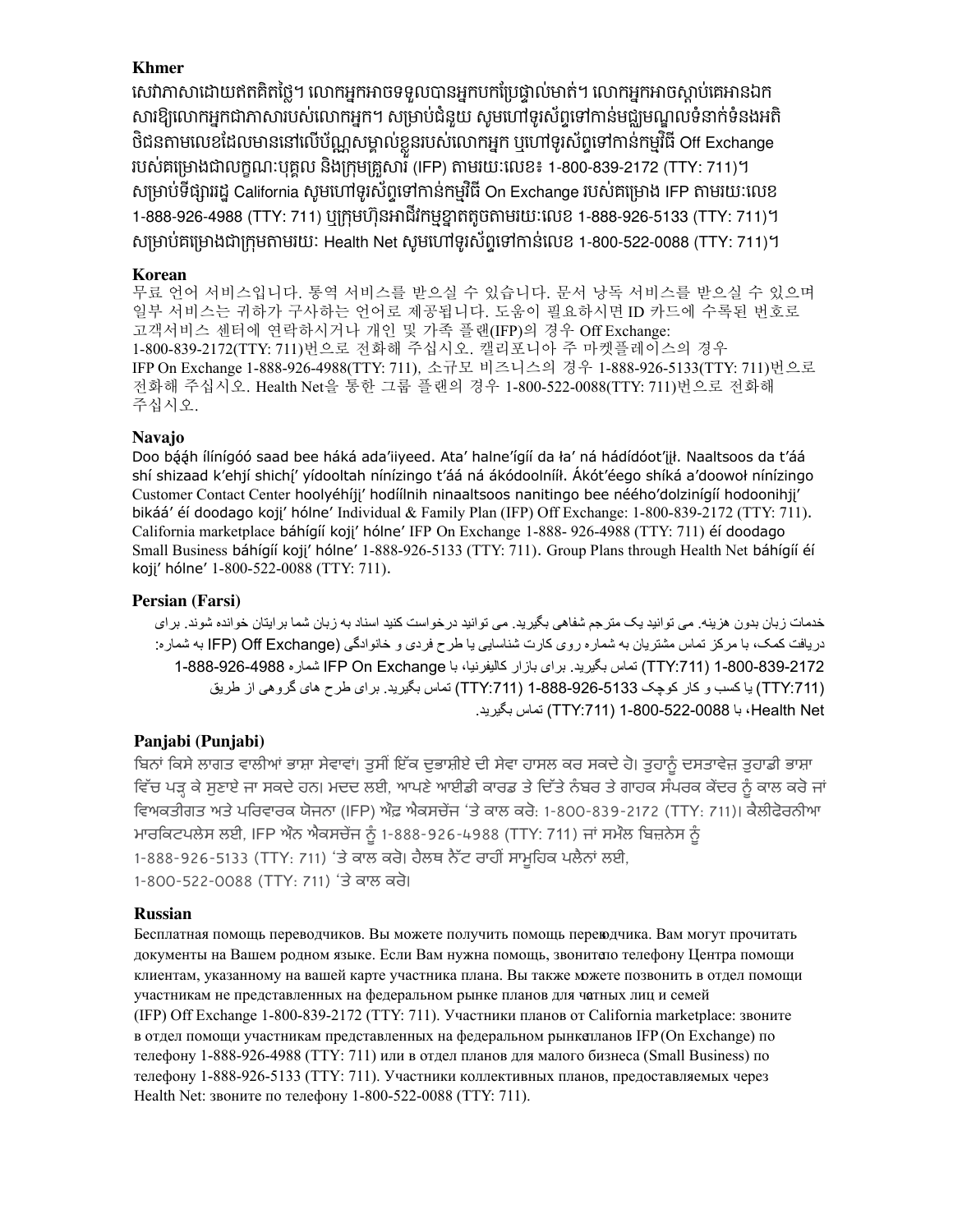**Khmer**

សេវាភាសាដោយឥតគិតថ្លៃ។ លោកអ្នកអាចទទួលបានអ្នកបកប្រែផ្ទាល់មាត់។ លោកអ្នកអាចស្តាប់គេអានឯកសារឱ្យលោកអ្នកជាភាសារបស់លោកអ្នក។ សម្រាប់ជំនួយ សូមហៅទូរស័ព្ទទៅកាន់មជ្ឈមណ្ឌលទំនាក់ទំនងអតិថិជនតាមលេខដែលមាននៅលើប័ណ្ណសម្គាល់ខ្លួនរបស់លោកអ្នក ឬហៅទូរស័ព្ទទៅកាន់កម្មវិធី Off Exchange របស់គម្រោងជាលក្ខណៈបុគ្គល និងក្រុមគ្រួសារ (IFP) តាមរយៈលេខ៖ 1-800-839-2172 (TTY: 711)។ សម្រាប់ទីផ្សាររដ្ឋ California សូមហៅទូរស័ព្ទទៅកាន់កម្មវិធី On Exchange របស់គម្រោង IFP តាមរយៈលេខ 1-888-926-4988 (TTY: 711) ឬក្រុមហ៊ុនអាជីវកម្មខ្នាតតូចតាមរយៈលេខ 1-888-926-5133 (TTY: 711)។ សម្រាប់គម្រោងជាក្រុមតាមរយៈ Health Net សូមហៅទូរស័ព្ទទៅកាន់លេខ 1-800-522-0088 (TTY: 711)។

**Korean**

무료 언어 서비스입니다. 통역 서비스를 받으실 수 있습니다. 문서 낭독 서비스를 받으실 수 있으며 일부 서비스는 귀하가 구사하는 언어로 제공됩니다. 도움이 필요하시면 ID 카드에 수록된 번호로 고객서비스 센터에 연락하시거나 개인 및 가족 플랜(IFP)의 경우 Off Exchange: 1-800-839-2172(TTY: 711)번으로 전화해 주십시오. 캘리포니아 주 마켓플레이스의 경우 IFP On Exchange 1-888-926-4988(TTY: 711), 소규모 비즈니스의 경우 1-888-926-5133(TTY: 711)번으로 전화해 주십시오. Health Net을 통한 그룹 플랜의 경우 1-800-522-0088(TTY: 711)번으로 전화해 주십시오.

**Navajo**

Doo bą́ą́h ílínígóó saad bee háká ada'iiyeed. Ata' halne'ígíí da ła' ná hádídóot'įįł. Naaltsoos da t'áá shí shizaad k'ehjí shichį' yídooltah nínízingo t'áá ná ákódoolnííł. Ákót'éego shíká a'doowoł nínízingo Customer Contact Center hoolyéhíjį' hodíílnih ninaaltsoos nanitingo bee nééhó'dolziníígíí hodoonihjį' bikáá' éí doodago kojį' hólne' Individual & Family Plan (IFP) Off Exchange: 1-800-839-2172 (TTY: 711). California marketplace báhígíí kojį' hólne' IFP On Exchange 1-888- 926-4988 (TTY: 711) éí doodago Small Business báhígíí kojį' hólne' 1-888-926-5133 (TTY: 711). Group Plans through Health Net báhígíí éí kojį' hólne' 1-800-522-0088 (TTY: 711).

**Persian (Farsi)**

خدمات زبان بدون هزینه. می توانید یک مترجم شفاهی بگیرید. می توانید درخواست کنید اسناد به زبان شما برایتان خوانده شوند. برای دریافت کمک، با مرکز تماس مشتریان به شماره روی کارت شناسایی یا طرح فردی و خانوادگی (IFP) Off Exchange) به شماره: 1-800-839-2172 (TTY:711) تماس بگیرید. برای بازار کالیفرنیا، با IFP On Exchange شماره 1-888-926-4988 (TTY:711) یا کسب و کار کوچک 1-888-926-5133 (TTY:711) تماس بگیرید. برای طرح های گروهی از طریق Health Net، با 1-800-522-0088 (TTY:711) تماس بگیرید.

**Panjabi (Punjabi)**

ਬਿਨਾਂ ਕਿਸੇ ਲਾਗਤ ਵਾਲੀਆਂ ਭਾਸ਼ਾ ਸੇਵਾਵਾਂ। ਤੁਸੀਂ ਇੱਕ ਦੁਭਾਸ਼ੀਏ ਦੀ ਸੇਵਾ ਹਾਸਲ ਕਰ ਸਕਦੇ ਹੋ। ਤੁਹਾਨੂੰ ਦਸਤਾਵੇਜ਼ ਤੁਹਾਡੀ ਭਾਸ਼ਾ ਵਿੱਚ ਪੜ੍ਹ ਕੇ ਸੁਣਾਏ ਜਾ ਸਕਦੇ ਹਨ। ਮਦਦ ਲਈ, ਆਪਣੇ ਆਈਡੀ ਕਾਰਡ ਤੇ ਦਿੱਤੇ ਨੰਬਰ ਤੇ ਗਾਹਕ ਸੰਪਰਕ ਕੇਂਦਰ ਨੂੰ ਕਾਲ ਕਰੋ ਜਾਂ ਵਿਅਕਤੀਗਤ ਅਤੇ ਪਰਿਵਾਰਕ ਯੋਜਨਾ (IFP) ਔਫ਼ ਐਕਸਚੇਂਜ 'ਤੇ ਕਾਲ ਕਰੋ: 1-800-839-2172 (TTY: 711)। ਕੈਲੀਫੋਰਨੀਆ ਮਾਰਕਿਟਪਲੇਸ ਲਈ, IFP ਔਨ ਐਕਸਚੇਂਜ ਨੂੰ 1-888-926-4988 (TTY: 711) ਜਾਂ ਸਮੌਲ ਬਿਜ਼ਨੇਸ ਨੂੰ 1-888-926-5133 (TTY: 711) 'ਤੇ ਕਾਲ ਕਰੋ। ਹੈਲਥ ਨੈੱਟ ਰਾਹੀਂ ਸਾਮੂਹਿਕ ਪਲੈਨਾਂ ਲਈ, 1-800-522-0088 (TTY: 711) 'ਤੇ ਕਾਲ ਕਰੋ।

**Russian**

Бесплатная помощь переводчиков. Вы можете получить помощь переводчика. Вам могут прочитать документы на Вашем родном языке. Если Вам нужна помощь, звоните по телефону Центра помощи клиентам, указанному на вашей карте участника плана. Вы также можете позвонить в отдел помощи участникам не представленных на федеральном рынке планов для частных лиц и семей (IFP) Off Exchange 1-800-839-2172 (TTY: 711). Участники планов от California marketplace: звоните в отдел помощи участникам представленных на федеральном рынке планов IFP (On Exchange) по телефону 1-888-926-4988 (TTY: 711) или в отдел планов для малого бизнеса (Small Business) по телефону 1-888-926-5133 (TTY: 711). Участники коллективных планов, предоставляемых через Health Net: звоните по телефону 1-800-522-0088 (TTY: 711).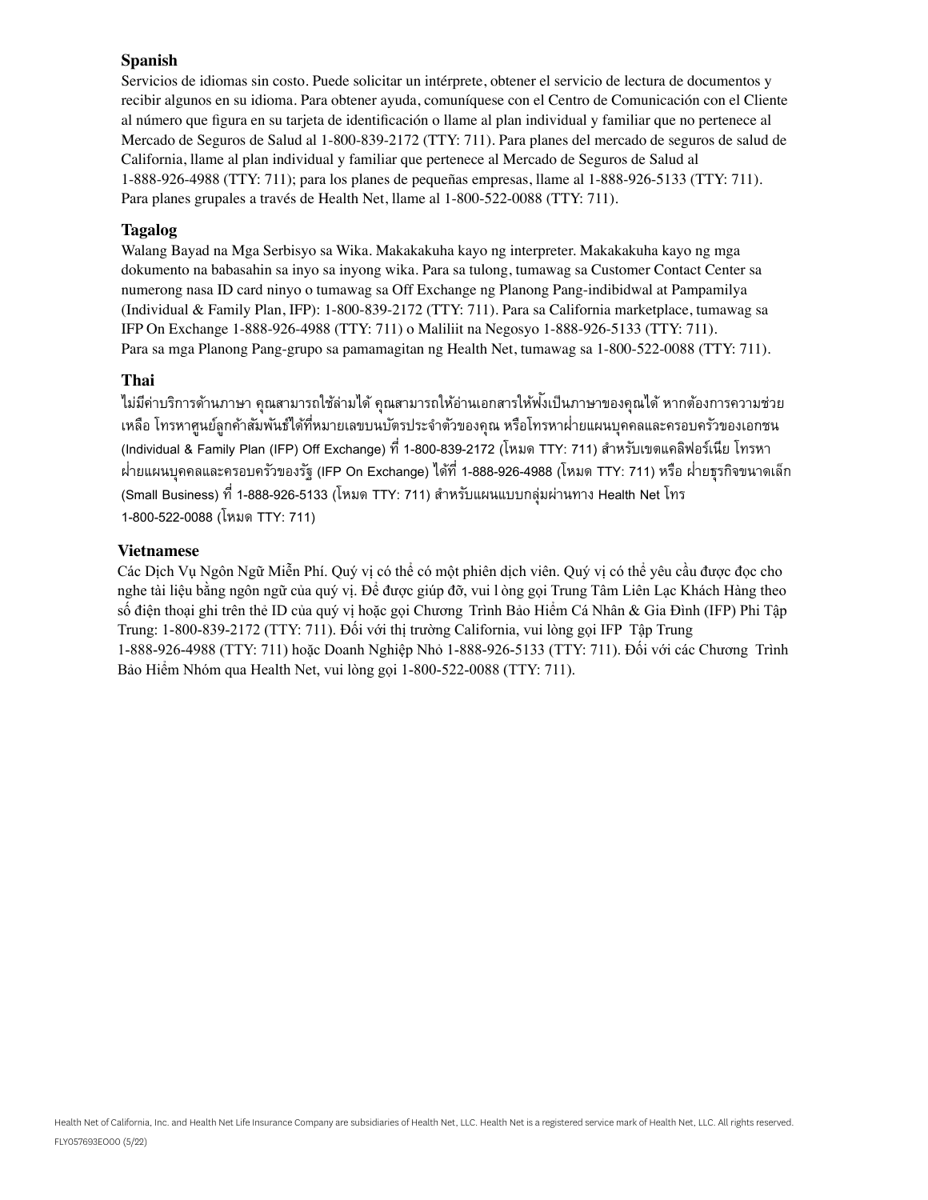**Spanish**

Servicios de idiomas sin costo. Puede solicitar un intérprete, obtener el servicio de lectura de documentos y recibir algunos en su idioma. Para obtener ayuda, comuníquese con el Centro de Comunicación con el Cliente al número que figura en su tarjeta de identificación o llame al plan individual y familiar que no pertenece al Mercado de Seguros de Salud al 1-800-839-2172 (TTY: 711). Para planes del mercado de seguros de salud de California, llame al plan individual y familiar que pertenece al Mercado de Seguros de Salud al 1-888-926-4988 (TTY: 711); para los planes de pequeñas empresas, llame al 1-888-926-5133 (TTY: 711). Para planes grupales a través de Health Net, llame al 1-800-522-0088 (TTY: 711).

**Tagalog**

Walang Bayad na Mga Serbisyo sa Wika. Makakakuha kayo ng interpreter. Makakakuha kayo ng mga dokumento na babasahin sa inyo sa inyong wika. Para sa tulong, tumawag sa Customer Contact Center sa numerong nasa ID card ninyo o tumawag sa Off Exchange ng Planong Pang-indibidwal at Pampamilya (Individual & Family Plan, IFP): 1-800-839-2172 (TTY: 711). Para sa California marketplace, tumawag sa IFP On Exchange 1-888-926-4988 (TTY: 711) o Maliliit na Negosyo 1-888-926-5133 (TTY: 711). Para sa mga Planong Pang-grupo sa pamamagitan ng Health Net, tumawag sa 1-800-522-0088 (TTY: 711).

**Thai**

ไม่มีค่าบริการด้านภาษา คุณสามารถใช้ล่ามได้ คุณสามารถให้อ่านเอกสารให้ฟังเป็นภาษาของคุณได้ หากต้องการความช่วยเหลือ โทรหาศูนย์ลูกค้าสัมพันธ์ได้ที่หมายเลขบนบัตรประจำตัวของคุณ หรือโทรหาฝ่ายแผนบุคคลและครอบครัวของเอกชน (Individual & Family Plan (IFP) Off Exchange) ที่ 1-800-839-2172 (โหมด TTY: 711) สำหรับเขตแคลิฟอร์เนีย โทรหาฝ่ายแผนบุคคลและครอบครัวของรัฐ (IFP On Exchange) ได้ที่ 1-888-926-4988 (โหมด TTY: 711) หรือ ฝ่ายธุรกิจขนาดเล็ก (Small Business) ที่ 1-888-926-5133 (โหมด TTY: 711) สำหรับแผนแบบกลุ่มผ่านทาง Health Net โทร 1-800-522-0088 (โหมด TTY: 711)

**Vietnamese**

Các Dịch Vụ Ngôn Ngữ Miễn Phí. Quý vị có thể có một phiên dịch viên. Quý vị có thể yêu cầu được đọc cho nghe tài liệu bằng ngôn ngữ của quý vị. Để được giúp đỡ, vui l òng gọi Trung Tâm Liên Lạc Khách Hàng theo số điện thoại ghi trên thẻ ID của quý vị hoặc gọi Chương Trình Bảo Hiểm Cá Nhân & Gia Đình (IFP) Phi Tập Trung: 1-800-839-2172 (TTY: 711). Đối với thị trường California, vui lòng gọi IFP Tập Trung 1-888-926-4988 (TTY: 711) hoặc Doanh Nghiệp Nhỏ 1-888-926-5133 (TTY: 711). Đối với các Chương Trình Bảo Hiểm Nhóm qua Health Net, vui lòng gọi 1-800-522-0088 (TTY: 711).

Health Net of California, Inc. and Health Net Life Insurance Company are subsidiaries of Health Net, LLC. Health Net is a registered service mark of Health Net, LLC. All rights reserved.

FLY057693EO00 (5/22)